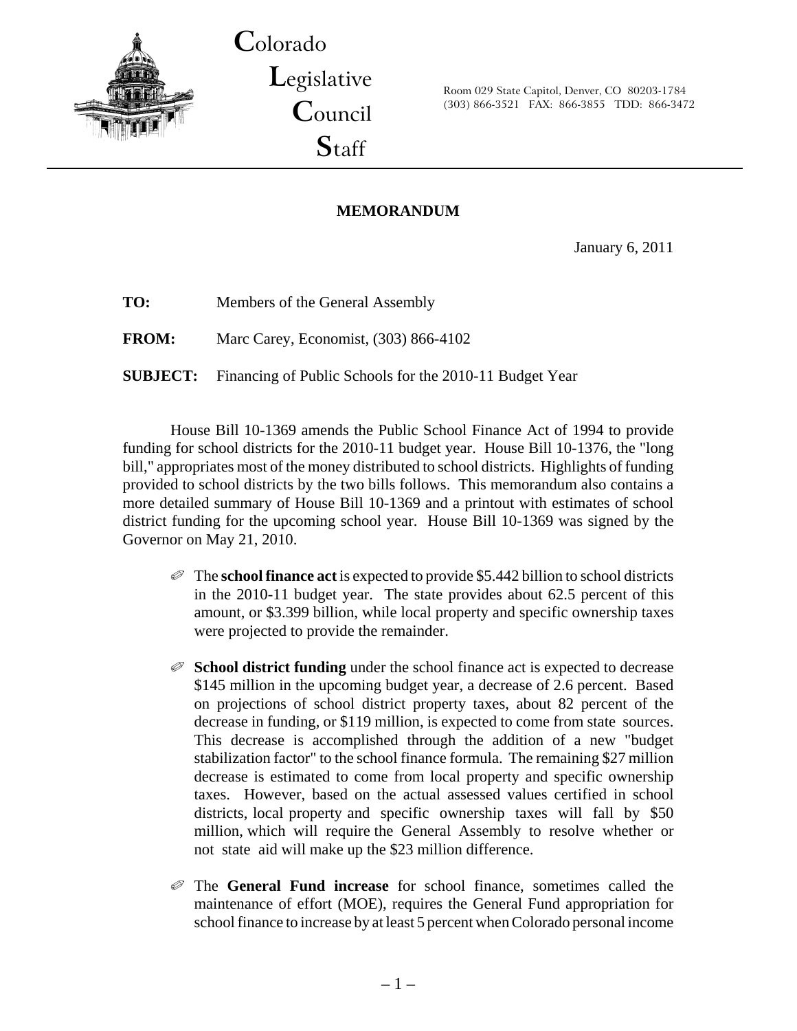**Colorado Legislative Council Staff**

Room 029 State Capitol, Denver, CO 80203-1784
(303) 866-3521 FAX: 866-3855 TDD: 866-3472

---

## MEMORANDUM

January 6, 2011

**TO:** Members of the General Assembly

**FROM:** Marc Carey, Economist, (303) 866-4102

**SUBJECT:** Financing of Public Schools for the 2010-11 Budget Year

House Bill 10-1369 amends the Public School Finance Act of 1994 to provide funding for school districts for the 2010-11 budget year. House Bill 10-1376, the "long bill," appropriates most of the money distributed to school districts. Highlights of funding provided to school districts by the two bills follows. This memorandum also contains a more detailed summary of House Bill 10-1369 and a printout with estimates of school district funding for the upcoming school year. House Bill 10-1369 was signed by the Governor on May 21, 2010.

- The **school finance act** is expected to provide $5.442 billion to school districts in the 2010-11 budget year. The state provides about 62.5 percent of this amount, or $3.399 billion, while local property and specific ownership taxes were projected to provide the remainder.

- **School district funding** under the school finance act is expected to decrease $145 million in the upcoming budget year, a decrease of 2.6 percent. Based on projections of school district property taxes, about 82 percent of the decrease in funding, or $119 million, is expected to come from state sources. This decrease is accomplished through the addition of a new "budget stabilization factor" to the school finance formula. The remaining $27 million decrease is estimated to come from local property and specific ownership taxes. However, based on the actual assessed values certified in school districts, local property and specific ownership taxes will fall by $50 million, which will require the General Assembly to resolve whether or not state aid will make up the $23 million difference.

- The **General Fund increase** for school finance, sometimes called the maintenance of effort (MOE), requires the General Fund appropriation for school finance to increase by at least 5 percent when Colorado personal income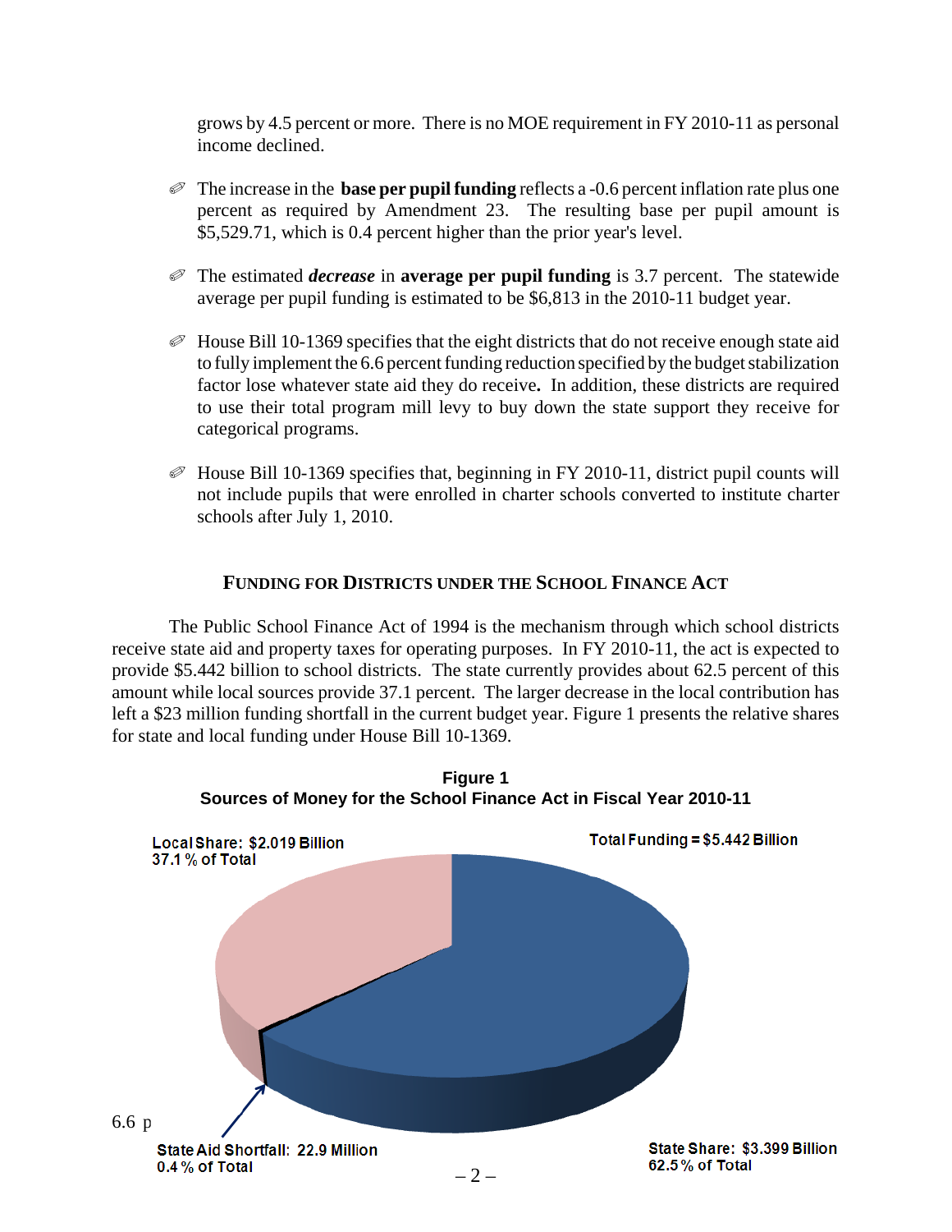grows by 4.5 percent or more. There is no MOE requirement in FY 2010-11 as personal income declined.

- The increase in the **base per pupil funding** reflects a -0.6 percent inflation rate plus one percent as required by Amendment 23. The resulting base per pupil amount is $5,529.71, which is 0.4 percent higher than the prior year's level.

- The estimated ***decrease*** in **average per pupil funding** is 3.7 percent. The statewide average per pupil funding is estimated to be $6,813 in the 2010-11 budget year.

- House Bill 10-1369 specifies that the eight districts that do not receive enough state aid to fully implement the 6.6 percent funding reduction specified by the budget stabilization factor lose whatever state aid they do receive**.** In addition, these districts are required to use their total program mill levy to buy down the state support they receive for categorical programs.

- House Bill 10-1369 specifies that, beginning in FY 2010-11, district pupil counts will not include pupils that were enrolled in charter schools converted to institute charter schools after July 1, 2010.

## FUNDING FOR DISTRICTS UNDER THE SCHOOL FINANCE ACT

The Public School Finance Act of 1994 is the mechanism through which school districts receive state aid and property taxes for operating purposes. In FY 2010-11, the act is expected to provide $5.442 billion to school districts. The state currently provides about 62.5 percent of this amount while local sources provide 37.1 percent. The larger decrease in the local contribution has left a $23 million funding shortfall in the current budget year. Figure 1 presents the relative shares for state and local funding under House Bill 10-1369.

**Figure 1**
**Sources of Money for the School Finance Act in Fiscal Year 2010-11**

Total Funding = $5.442 Billion

Local Share: $2.019 Billion
37.1 % of Total

State Share: $3.399 Billion
62.5 % of Total

State Aid Shortfall: 22.9 Million
0.4 % of Total

6.6 p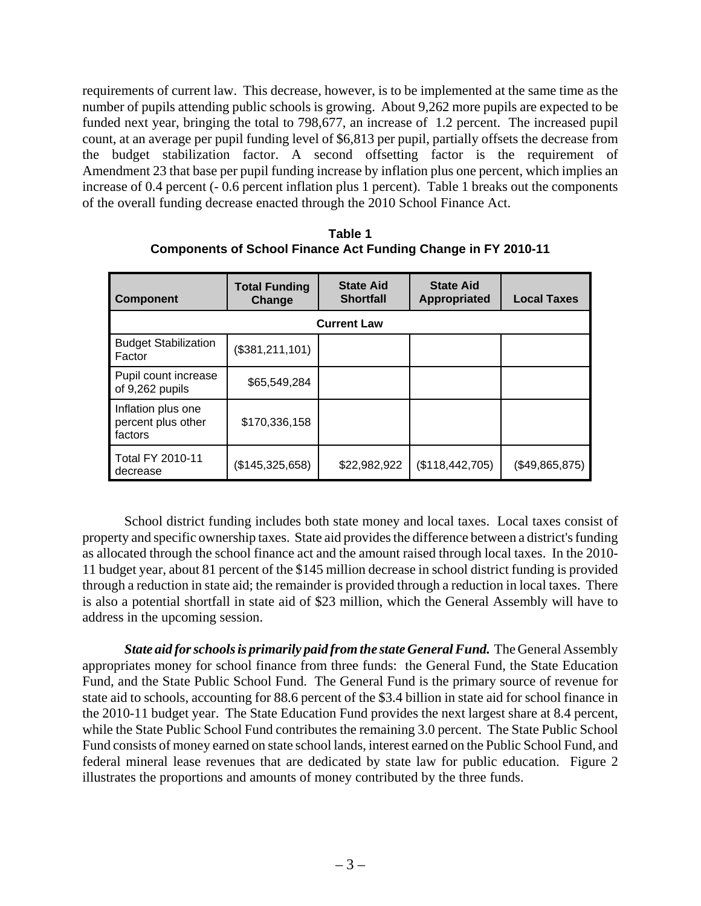requirements of current law. This decrease, however, is to be implemented at the same time as the number of pupils attending public schools is growing. About 9,262 more pupils are expected to be funded next year, bringing the total to 798,677, an increase of 1.2 percent. The increased pupil count, at an average per pupil funding level of $6,813 per pupil, partially offsets the decrease from the budget stabilization factor. A second offsetting factor is the requirement of Amendment 23 that base per pupil funding increase by inflation plus one percent, which implies an increase of 0.4 percent (- 0.6 percent inflation plus 1 percent). Table 1 breaks out the components of the overall funding decrease enacted through the 2010 School Finance Act.

**Table 1**
**Components of School Finance Act Funding Change in FY 2010-11**

| Component | Total Funding Change | State Aid Shortfall | State Aid Appropriated | Local Taxes |
|---|---|---|---|---|
| **Current Law** | | | | |
| Budget Stabilization Factor | ($381,211,101) | | | |
| Pupil count increase of 9,262 pupils | $65,549,284 | | | |
| Inflation plus one percent plus other factors | $170,336,158 | | | |
| Total FY 2010-11 decrease | ($145,325,658) | $22,982,922 | ($118,442,705) | ($49,865,875) |

School district funding includes both state money and local taxes. Local taxes consist of property and specific ownership taxes. State aid provides the difference between a district's funding as allocated through the school finance act and the amount raised through local taxes. In the 2010-11 budget year, about 81 percent of the $145 million decrease in school district funding is provided through a reduction in state aid; the remainder is provided through a reduction in local taxes. There is also a potential shortfall in state aid of $23 million, which the General Assembly will have to address in the upcoming session.

***State aid for schools is primarily paid from the state General Fund.*** The General Assembly appropriates money for school finance from three funds: the General Fund, the State Education Fund, and the State Public School Fund. The General Fund is the primary source of revenue for state aid to schools, accounting for 88.6 percent of the $3.4 billion in state aid for school finance in the 2010-11 budget year. The State Education Fund provides the next largest share at 8.4 percent, while the State Public School Fund contributes the remaining 3.0 percent. The State Public School Fund consists of money earned on state school lands, interest earned on the Public School Fund, and federal mineral lease revenues that are dedicated by state law for public education. Figure 2 illustrates the proportions and amounts of money contributed by the three funds.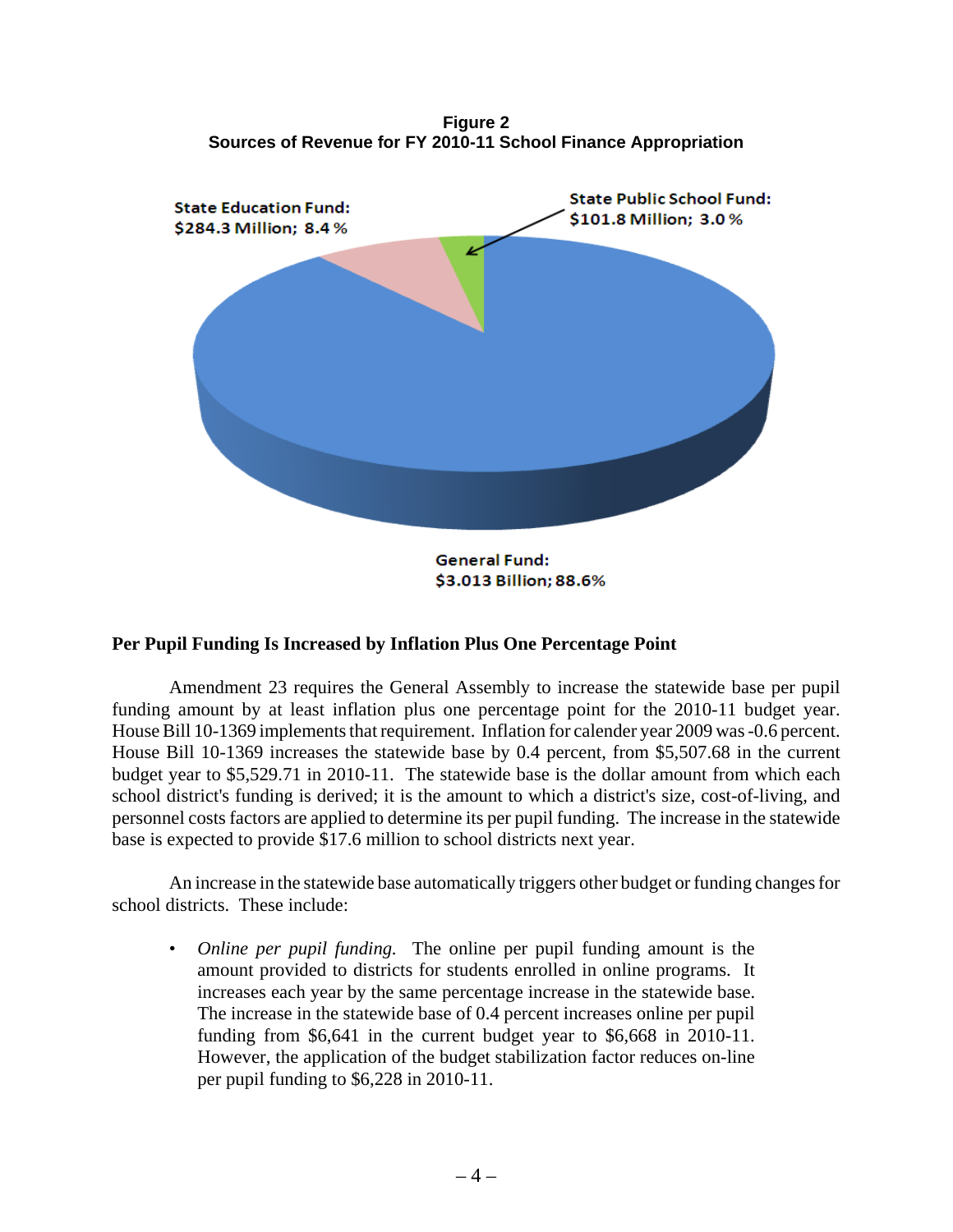**Figure 2**
**Sources of Revenue for FY 2010-11 School Finance Appropriation**

State Education Fund: $284.3 Million; 8.4 %

State Public School Fund: $101.8 Million; 3.0 %

General Fund: $3.013 Billion; 88.6%

### Per Pupil Funding Is Increased by Inflation Plus One Percentage Point

Amendment 23 requires the General Assembly to increase the statewide base per pupil funding amount by at least inflation plus one percentage point for the 2010-11 budget year. House Bill 10-1369 implements that requirement. Inflation for calender year 2009 was -0.6 percent. House Bill 10-1369 increases the statewide base by 0.4 percent, from $5,507.68 in the current budget year to $5,529.71 in 2010-11. The statewide base is the dollar amount from which each school district's funding is derived; it is the amount to which a district's size, cost-of-living, and personnel costs factors are applied to determine its per pupil funding. The increase in the statewide base is expected to provide $17.6 million to school districts next year.

An increase in the statewide base automatically triggers other budget or funding changes for school districts. These include:

- *Online per pupil funding.* The online per pupil funding amount is the amount provided to districts for students enrolled in online programs. It increases each year by the same percentage increase in the statewide base. The increase in the statewide base of 0.4 percent increases online per pupil funding from $6,641 in the current budget year to $6,668 in 2010-11. However, the application of the budget stabilization factor reduces on-line per pupil funding to $6,228 in 2010-11.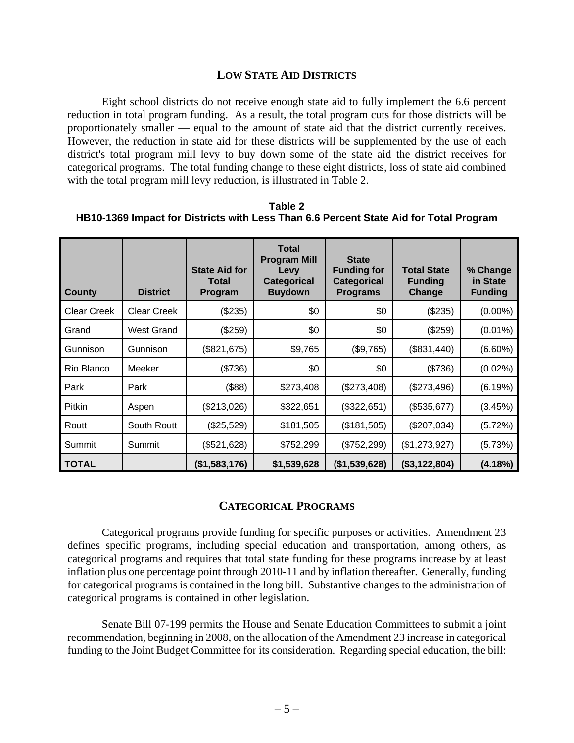## LOW STATE AID DISTRICTS

Eight school districts do not receive enough state aid to fully implement the 6.6 percent reduction in total program funding. As a result, the total program cuts for those districts will be proportionately smaller — equal to the amount of state aid that the district currently receives. However, the reduction in state aid for these districts will be supplemented by the use of each district's total program mill levy to buy down some of the state aid the district receives for categorical programs. The total funding change to these eight districts, loss of state aid combined with the total program mill levy reduction, is illustrated in Table 2.

**Table 2**
**HB10-1369 Impact for Districts with Less Than 6.6 Percent State Aid for Total Program**

| County | District | State Aid for Total Program | Total Program Mill Levy Categorical Buydown | State Funding for Categorical Programs | Total State Funding Change | % Change in State Funding |
|---|---|---|---|---|---|---|
| Clear Creek | Clear Creek | ($235) | $0 | $0 | ($235) | (0.00%) |
| Grand | West Grand | ($259) | $0 | $0 | ($259) | (0.01%) |
| Gunnison | Gunnison | ($821,675) | $9,765 | ($9,765) | ($831,440) | (6.60%) |
| Rio Blanco | Meeker | ($736) | $0 | $0 | ($736) | (0.02%) |
| Park | Park | ($88) | $273,408 | ($273,408) | ($273,496) | (6.19%) |
| Pitkin | Aspen | ($213,026) | $322,651 | ($322,651) | ($535,677) | (3.45%) |
| Routt | South Routt | ($25,529) | $181,505 | ($181,505) | ($207,034) | (5.72%) |
| Summit | Summit | ($521,628) | $752,299 | ($752,299) | ($1,273,927) | (5.73%) |
| **TOTAL** | | **($1,583,176)** | **$1,539,628** | **($1,539,628)** | **($3,122,804)** | **(4.18%)** |

## CATEGORICAL PROGRAMS

Categorical programs provide funding for specific purposes or activities. Amendment 23 defines specific programs, including special education and transportation, among others, as categorical programs and requires that total state funding for these programs increase by at least inflation plus one percentage point through 2010-11 and by inflation thereafter. Generally, funding for categorical programs is contained in the long bill. Substantive changes to the administration of categorical programs is contained in other legislation.

Senate Bill 07-199 permits the House and Senate Education Committees to submit a joint recommendation, beginning in 2008, on the allocation of the Amendment 23 increase in categorical funding to the Joint Budget Committee for its consideration. Regarding special education, the bill: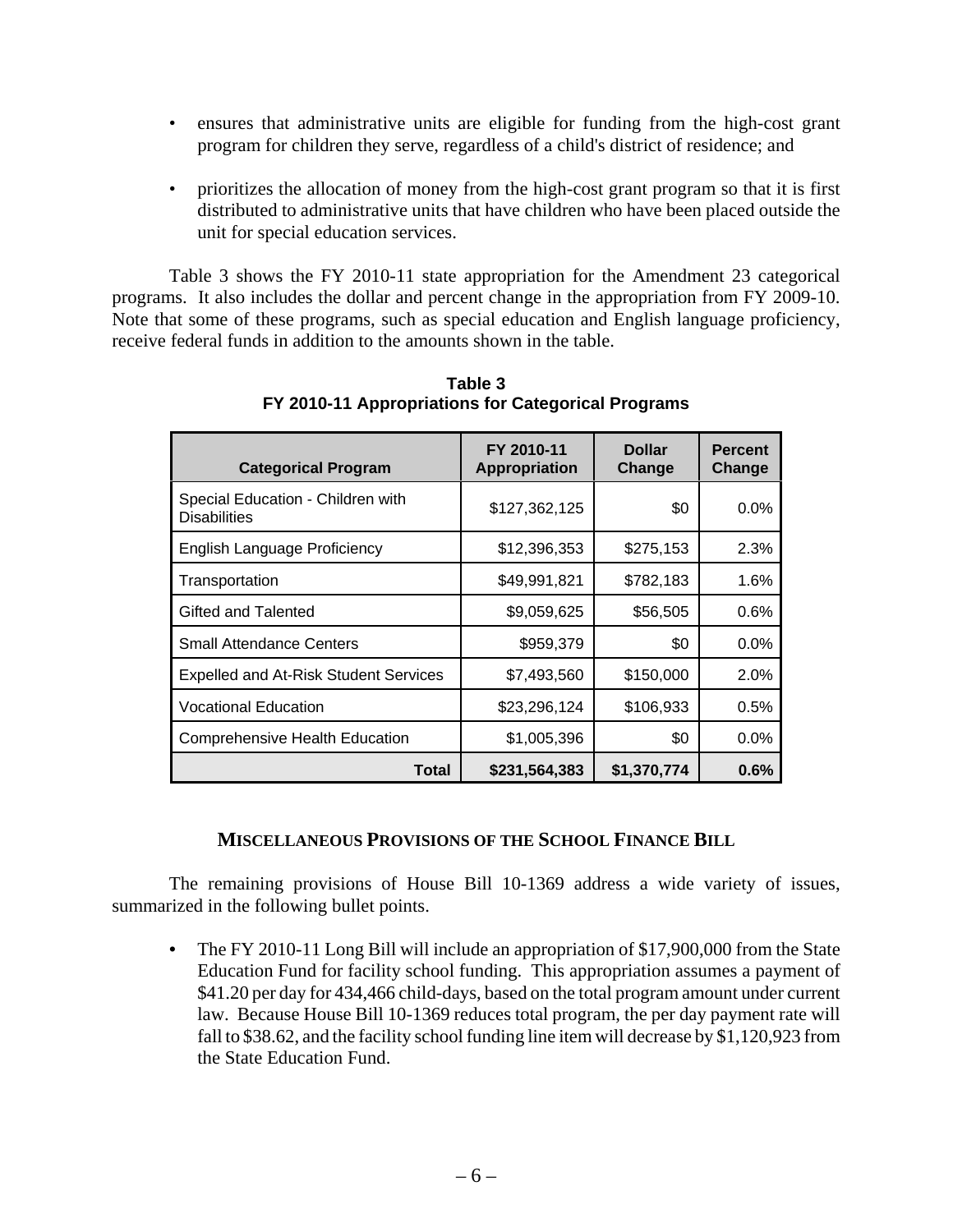- ensures that administrative units are eligible for funding from the high-cost grant program for children they serve, regardless of a child's district of residence; and
- prioritizes the allocation of money from the high-cost grant program so that it is first distributed to administrative units that have children who have been placed outside the unit for special education services.

Table 3 shows the FY 2010-11 state appropriation for the Amendment 23 categorical programs. It also includes the dollar and percent change in the appropriation from FY 2009-10. Note that some of these programs, such as special education and English language proficiency, receive federal funds in addition to the amounts shown in the table.

**Table 3**
**FY 2010-11 Appropriations for Categorical Programs**

| Categorical Program | FY 2010-11 Appropriation | Dollar Change | Percent Change |
|---|---|---|---|
| Special Education - Children with Disabilities | $127,362,125 | $0 | 0.0% |
| English Language Proficiency | $12,396,353 | $275,153 | 2.3% |
| Transportation | $49,991,821 | $782,183 | 1.6% |
| Gifted and Talented | $9,059,625 | $56,505 | 0.6% |
| Small Attendance Centers | $959,379 | $0 | 0.0% |
| Expelled and At-Risk Student Services | $7,493,560 | $150,000 | 2.0% |
| Vocational Education | $23,296,124 | $106,933 | 0.5% |
| Comprehensive Health Education | $1,005,396 | $0 | 0.0% |
| **Total** | **$231,564,383** | **$1,370,774** | **0.6%** |

## MISCELLANEOUS PROVISIONS OF THE SCHOOL FINANCE BILL

The remaining provisions of House Bill 10-1369 address a wide variety of issues, summarized in the following bullet points.

- The FY 2010-11 Long Bill will include an appropriation of $17,900,000 from the State Education Fund for facility school funding. This appropriation assumes a payment of $41.20 per day for 434,466 child-days, based on the total program amount under current law. Because House Bill 10-1369 reduces total program, the per day payment rate will fall to $38.62, and the facility school funding line item will decrease by $1,120,923 from the State Education Fund.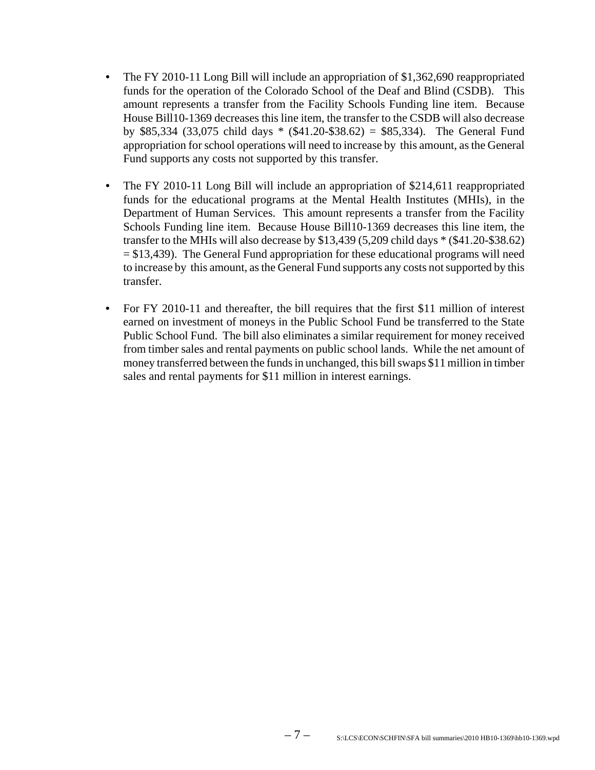- The FY 2010-11 Long Bill will include an appropriation of $1,362,690 reappropriated funds for the operation of the Colorado School of the Deaf and Blind (CSDB). This amount represents a transfer from the Facility Schools Funding line item. Because House Bill10-1369 decreases this line item, the transfer to the CSDB will also decrease by $85,334 (33,075 child days * ($41.20-$38.62) = $85,334). The General Fund appropriation for school operations will need to increase by this amount, as the General Fund supports any costs not supported by this transfer.

- The FY 2010-11 Long Bill will include an appropriation of $214,611 reappropriated funds for the educational programs at the Mental Health Institutes (MHIs), in the Department of Human Services. This amount represents a transfer from the Facility Schools Funding line item. Because House Bill10-1369 decreases this line item, the transfer to the MHIs will also decrease by $13,439 (5,209 child days * ($41.20-$38.62) = $13,439). The General Fund appropriation for these educational programs will need to increase by this amount, as the General Fund supports any costs not supported by this transfer.

- For FY 2010-11 and thereafter, the bill requires that the first $11 million of interest earned on investment of moneys in the Public School Fund be transferred to the State Public School Fund. The bill also eliminates a similar requirement for money received from timber sales and rental payments on public school lands. While the net amount of money transferred between the funds in unchanged, this bill swaps $11 million in timber sales and rental payments for $11 million in interest earnings.